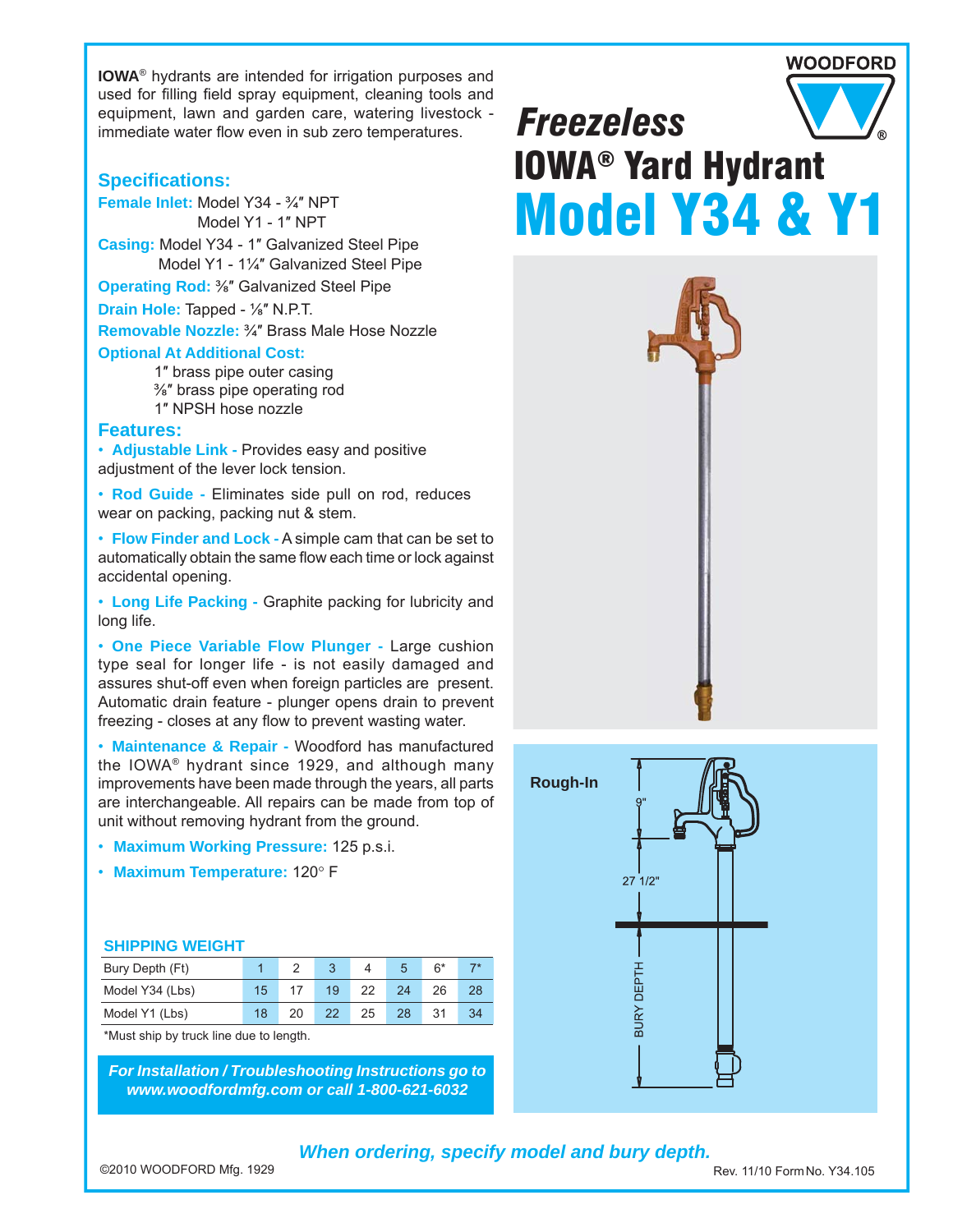WOODFORD

# *Freezeless*
# IOWA® Yard Hydrant
# Model Y34 & Y1

**IOWA**® hydrants are intended for irrigation purposes and used for filling field spray equipment, cleaning tools and equipment, lawn and garden care, watering livestock - immediate water flow even in sub zero temperatures.

## Specifications:

**Female Inlet:** Model Y34 - ¾″ NPT
Model Y1 - 1″ NPT

**Casing:** Model Y34 - 1″ Galvanized Steel Pipe
Model Y1 - 1¼″ Galvanized Steel Pipe

**Operating Rod:** ⅜″ Galvanized Steel Pipe

**Drain Hole:** Tapped - ⅛″ N.P.T.

**Removable Nozzle:** ¾″ Brass Male Hose Nozzle

**Optional At Additional Cost:**
1″ brass pipe outer casing
⅜″ brass pipe operating rod
1″ NPSH hose nozzle

## Features:

- **Adjustable Link -** Provides easy and positive adjustment of the lever lock tension.
- **Rod Guide -** Eliminates side pull on rod, reduces wear on packing, packing nut & stem.
- **Flow Finder and Lock -** A simple cam that can be set to automatically obtain the same flow each time or lock against accidental opening.
- **Long Life Packing -** Graphite packing for lubricity and long life.
- **One Piece Variable Flow Plunger -** Large cushion type seal for longer life - is not easily damaged and assures shut-off even when foreign particles are present. Automatic drain feature - plunger opens drain to prevent freezing - closes at any flow to prevent wasting water.
- **Maintenance & Repair -** Woodford has manufactured the IOWA® hydrant since 1929, and although many improvements have been made through the years, all parts are interchangeable. All repairs can be made from top of unit without removing hydrant from the ground.
- **Maximum Working Pressure:** 125 p.s.i.
- **Maximum Temperature:** 120° F

### SHIPPING WEIGHT

| Bury Depth (Ft) | 1 | 2 | 3 | 4 | 5 | 6* | 7* |
|---|---|---|---|---|---|---|---|
| Model Y34 (Lbs) | 15 | 17 | 19 | 22 | 24 | 26 | 28 |
| Model Y1 (Lbs) | 18 | 20 | 22 | 25 | 28 | 31 | 34 |

*Must ship by truck line due to length.

***For Installation / Troubleshooting Instructions go to www.woodfordmfg.com or call 1-800-621-6032***

**Rough-In**

9"

27 1/2"

BURY DEPTH

***When ordering, specify model and bury depth.***

©2010 WOODFORD Mfg. 1929

Rev. 11/10 Form No. Y34.105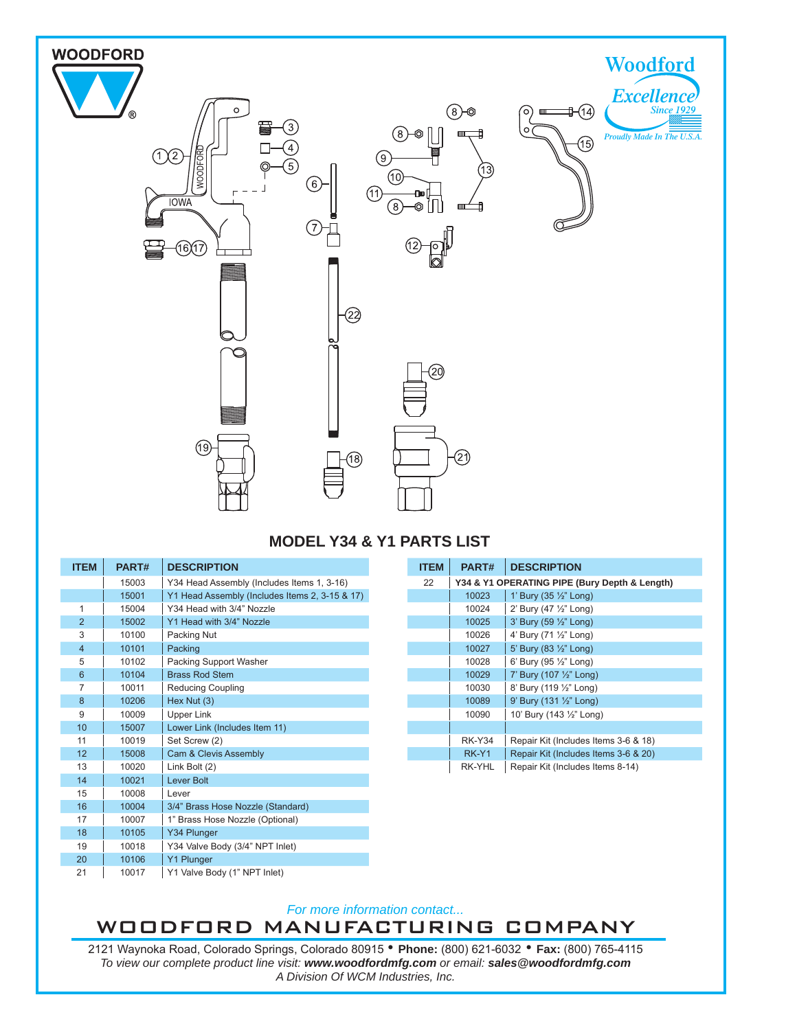WOODFORD

Woodford *Excellence* *Since 1929* *Proudly Made In The U.S.A.*

## MODEL Y34 & Y1 PARTS LIST

| ITEM | PART# | DESCRIPTION |
|---|---|---|
| | 15003 | Y34 Head Assembly (Includes Items 1, 3-16) |
| | 15001 | Y1 Head Assembly (Includes Items 2, 3-15 & 17) |
| 1 | 15004 | Y34 Head with 3/4" Nozzle |
| 2 | 15002 | Y1 Head with 3/4" Nozzle |
| 3 | 10100 | Packing Nut |
| 4 | 10101 | Packing |
| 5 | 10102 | Packing Support Washer |
| 6 | 10104 | Brass Rod Stem |
| 7 | 10011 | Reducing Coupling |
| 8 | 10206 | Hex Nut (3) |
| 9 | 10009 | Upper Link |
| 10 | 15007 | Lower Link (Includes Item 11) |
| 11 | 10019 | Set Screw (2) |
| 12 | 15008 | Cam & Clevis Assembly |
| 13 | 10020 | Link Bolt (2) |
| 14 | 10021 | Lever Bolt |
| 15 | 10008 | Lever |
| 16 | 10004 | 3/4" Brass Hose Nozzle (Standard) |
| 17 | 10007 | 1" Brass Hose Nozzle (Optional) |
| 18 | 10105 | Y34 Plunger |
| 19 | 10018 | Y34 Valve Body (3/4" NPT Inlet) |
| 20 | 10106 | Y1 Plunger |
| 21 | 10017 | Y1 Valve Body (1" NPT Inlet) |

| ITEM | PART# | DESCRIPTION |
|---|---|---|
| 22 | Y34 & Y1 OPERATING PIPE (Bury Depth & Length) | |
| | 10023 | 1' Bury (35 ½" Long) |
| | 10024 | 2' Bury (47 ½" Long) |
| | 10025 | 3' Bury (59 ½" Long) |
| | 10026 | 4' Bury (71 ½" Long) |
| | 10027 | 5' Bury (83 ½" Long) |
| | 10028 | 6' Bury (95 ½" Long) |
| | 10029 | 7' Bury (107 ½" Long) |
| | 10030 | 8' Bury (119 ½" Long) |
| | 10089 | 9' Bury (131 ½" Long) |
| | 10090 | 10' Bury (143 ½" Long) |
| | | |
| | RK-Y34 | Repair Kit (Includes Items 3-6 & 18) |
| | RK-Y1 | Repair Kit (Includes Items 3-6 & 20) |
| | RK-YHL | Repair Kit (Includes Items 8-14) |

*For more information contact...*

WOODFORD MANUFACTURING COMPANY

2121 Waynoka Road, Colorado Springs, Colorado 80915 • **Phone:** (800) 621-6032 • **Fax:** (800) 765-4115

*To view our complete product line visit:* ***www.woodfordmfg.com*** *or email:* ***sales@woodfordmfg.com***

*A Division Of WCM Industries, Inc.*